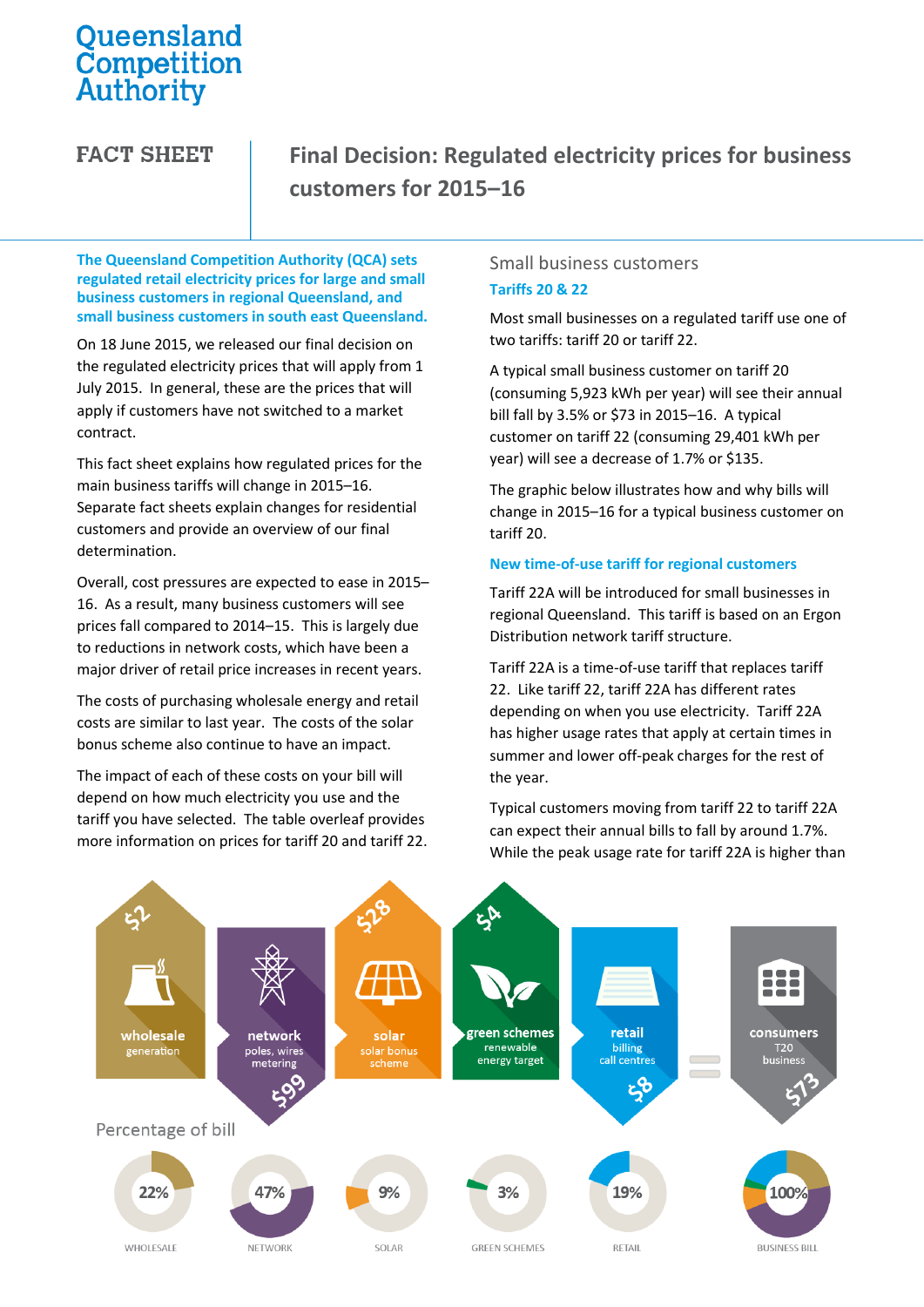Queensland Competition Authority

# FACT SHEET

# Final Decision: Regulated electricity prices for business customers for 2015–16

**The Queensland Competition Authority (QCA) sets regulated retail electricity prices for large and small business customers in regional Queensland, and small business customers in south east Queensland.**

On 18 June 2015, we released our final decision on the regulated electricity prices that will apply from 1 July 2015. In general, these are the prices that will apply if customers have not switched to a market contract.

This fact sheet explains how regulated prices for the main business tariffs will change in 2015–16. Separate fact sheets explain changes for residential customers and provide an overview of our final determination.

Overall, cost pressures are expected to ease in 2015–16. As a result, many business customers will see prices fall compared to 2014–15. This is largely due to reductions in network costs, which have been a major driver of retail price increases in recent years.

The costs of purchasing wholesale energy and retail costs are similar to last year. The costs of the solar bonus scheme also continue to have an impact.

The impact of each of these costs on your bill will depend on how much electricity you use and the tariff you have selected. The table overleaf provides more information on prices for tariff 20 and tariff 22.

## Small business customers

### Tariffs 20 & 22

Most small businesses on a regulated tariff use one of two tariffs: tariff 20 or tariff 22.

A typical small business customer on tariff 20 (consuming 5,923 kWh per year) will see their annual bill fall by 3.5% or $73 in 2015–16. A typical customer on tariff 22 (consuming 29,401 kWh per year) will see a decrease of 1.7% or $135.

The graphic below illustrates how and why bills will change in 2015–16 for a typical business customer on tariff 20.

### New time-of-use tariff for regional customers

Tariff 22A will be introduced for small businesses in regional Queensland. This tariff is based on an Ergon Distribution network tariff structure.

Tariff 22A is a time-of-use tariff that replaces tariff 22. Like tariff 22, tariff 22A has different rates depending on when you use electricity. Tariff 22A has higher usage rates that apply at certain times in summer and lower off-peak charges for the rest of the year.

Typical customers moving from tariff 22 to tariff 22A can expect their annual bills to fall by around 1.7%. While the peak usage rate for tariff 22A is higher than

| | wholesale (generation) | network (poles, wires, metering) | solar (solar bonus scheme) | green schemes (renewable energy target) | retail (billing, call centres) | consumers (T20 business) |
|---|---|---|---|---|---|---|
| Change | $2 | -$99 | $28 | $4 | -$8 | -$73 |
| Percentage of bill | 22% | 47% | 9% | 3% | 19% | 100% |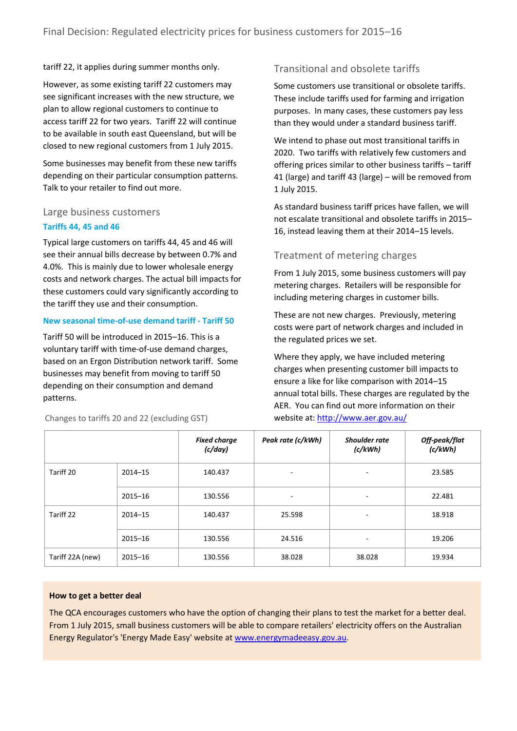tariff 22, it applies during summer months only.

However, as some existing tariff 22 customers may see significant increases with the new structure, we plan to allow regional customers to continue to access tariff 22 for two years. Tariff 22 will continue to be available in south east Queensland, but will be closed to new regional customers from 1 July 2015.

Some businesses may benefit from these new tariffs depending on their particular consumption patterns. Talk to your retailer to find out more.

## Large business customers

### Tariffs 44, 45 and 46

Typical large customers on tariffs 44, 45 and 46 will see their annual bills decrease by between 0.7% and 4.0%. This is mainly due to lower wholesale energy costs and network charges. The actual bill impacts for these customers could vary significantly according to the tariff they use and their consumption.

### New seasonal time-of-use demand tariff - Tariff 50

Tariff 50 will be introduced in 2015–16. This is a voluntary tariff with time-of-use demand charges, based on an Ergon Distribution network tariff. Some businesses may benefit from moving to tariff 50 depending on their consumption and demand patterns.

## Transitional and obsolete tariffs

Some customers use transitional or obsolete tariffs. These include tariffs used for farming and irrigation purposes. In many cases, these customers pay less than they would under a standard business tariff.

We intend to phase out most transitional tariffs in 2020. Two tariffs with relatively few customers and offering prices similar to other business tariffs – tariff 41 (large) and tariff 43 (large) – will be removed from 1 July 2015.

As standard business tariff prices have fallen, we will not escalate transitional and obsolete tariffs in 2015–16, instead leaving them at their 2014–15 levels.

## Treatment of metering charges

From 1 July 2015, some business customers will pay metering charges. Retailers will be responsible for including metering charges in customer bills.

These are not new charges. Previously, metering costs were part of network charges and included in the regulated prices we set.

Where they apply, we have included metering charges when presenting customer bill impacts to ensure a like for like comparison with 2014–15 annual total bills. These charges are regulated by the AER. You can find out more information on their website at: http://www.aer.gov.au/

Changes to tariffs 20 and 22 (excluding GST)

| | | *Fixed charge (c/day)* | *Peak rate (c/kWh)* | *Shoulder rate (c/kWh)* | *Off-peak/flat (c/kWh)* |
|---|---|---|---|---|---|
| Tariff 20 | 2014–15 | 140.437 | - | - | 23.585 |
| | 2015–16 | 130.556 | - | - | 22.481 |
| Tariff 22 | 2014–15 | 140.437 | 25.598 | - | 18.918 |
| | 2015–16 | 130.556 | 24.516 | - | 19.206 |
| Tariff 22A (new) | 2015–16 | 130.556 | 38.028 | 38.028 | 19.934 |

**How to get a better deal**

The QCA encourages customers who have the option of changing their plans to test the market for a better deal. From 1 July 2015, small business customers will be able to compare retailers' electricity offers on the Australian Energy Regulator's 'Energy Made Easy' website at www.energymadeeasy.gov.au.